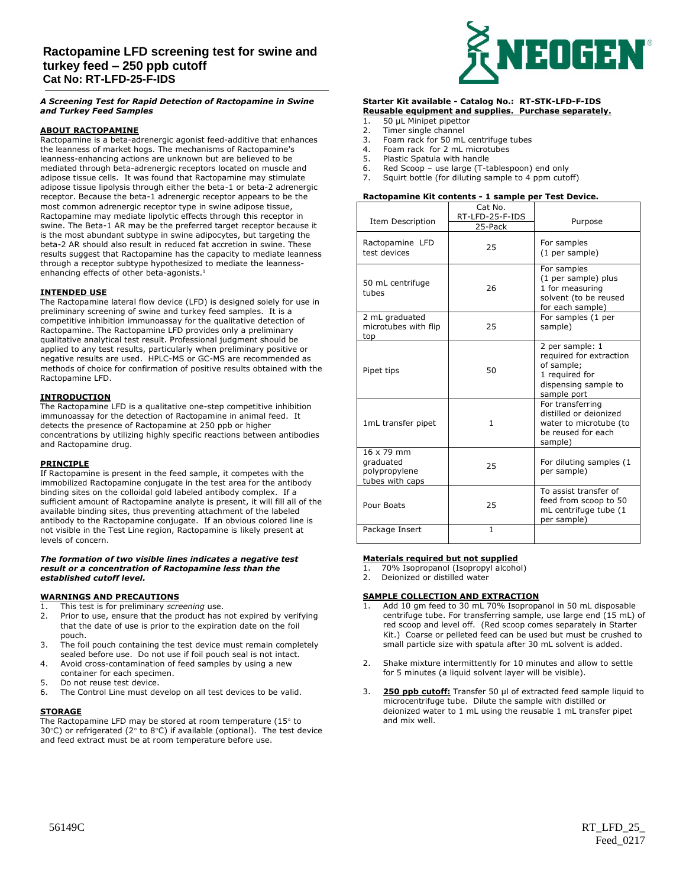# Ractopamine LFD screening test for swine and turkey feed – 250 ppb cutoff

## Cat No: RT-LFD-25-F-IDS

***A Screening Test for Rapid Detection of Ractopamine in Swine and Turkey Feed Samples***

**ABOUT RACTOPAMINE**

Ractopamine is a beta-adrenergic agonist feed-additive that enhances the leanness of market hogs. The mechanisms of Ractopamine's leanness-enhancing actions are unknown but are believed to be mediated through beta-adrenergic receptors located on muscle and adipose tissue cells. It was found that Ractopamine may stimulate adipose tissue lipolysis through either the beta-1 or beta-2 adrenergic receptor. Because the beta-1 adrenergic receptor appears to be the most common adrenergic receptor type in swine adipose tissue, Ractopamine may mediate lipolytic effects through this receptor in swine. The Beta-1 AR may be the preferred target receptor because it is the most abundant subtype in swine adipocytes, but targeting the beta-2 AR should also result in reduced fat accretion in swine. These results suggest that Ractopamine has the capacity to mediate leanness through a receptor subtype hypothesized to mediate the leanness-enhancing effects of other beta-agonists.[1]

**INTENDED USE**

The Ractopamine lateral flow device (LFD) is designed solely for use in preliminary screening of swine and turkey feed samples. It is a competitive inhibition immunoassay for the qualitative detection of Ractopamine. The Ractopamine LFD provides only a preliminary qualitative analytical test result. Professional judgment should be applied to any test results, particularly when preliminary positive or negative results are used. HPLC-MS or GC-MS are recommended as methods of choice for confirmation of positive results obtained with the Ractopamine LFD.

**INTRODUCTION**

The Ractopamine LFD is a qualitative one-step competitive inhibition immunoassay for the detection of Ractopamine in animal feed. It detects the presence of Ractopamine at 250 ppb or higher concentrations by utilizing highly specific reactions between antibodies and Ractopamine drug.

**PRINCIPLE**

If Ractopamine is present in the feed sample, it competes with the immobilized Ractopamine conjugate in the test area for the antibody binding sites on the colloidal gold labeled antibody complex. If a sufficient amount of Ractopamine analyte is present, it will fill all of the available binding sites, thus preventing attachment of the labeled antibody to the Ractopamine conjugate. If an obvious colored line is not visible in the Test Line region, Ractopamine is likely present at levels of concern.

***The formation of two visible lines indicates a negative test result or a concentration of Ractopamine less than the established cutoff level.***

**WARNINGS AND PRECAUTIONS**

1. This test is for preliminary *screening* use.
2. Prior to use, ensure that the product has not expired by verifying that the date of use is prior to the expiration date on the foil pouch.
3. The foil pouch containing the test device must remain completely sealed before use. Do not use if foil pouch seal is not intact.
4. Avoid cross-contamination of feed samples by using a new container for each specimen.
5. Do not reuse test device.
6. The Control Line must develop on all test devices to be valid.

**STORAGE**

The Ractopamine LFD may be stored at room temperature (15° to 30°C) or refrigerated (2° to 8°C) if available (optional). The test device and feed extract must be at room temperature before use.

**Starter Kit available - Catalog No.: RT-STK-LFD-F-IDS**
**Reusable equipment and supplies. Purchase separately.**

1. 50 µL Minipet pipettor
2. Timer single channel
3. Foam rack for 50 mL centrifuge tubes
4. Foam rack for 2 mL microtubes
5. Plastic Spatula with handle
6. Red Scoop – use large (T-tablespoon) end only
7. Squirt bottle (for diluting sample to 4 ppm cutoff)

**Ractopamine Kit contents - 1 sample per Test Device.**

| Item Description | Cat No. RT-LFD-25-F-IDS 25-Pack | Purpose |
|---|---|---|
| Ractopamine LFD test devices | 25 | For samples (1 per sample) |
| 50 mL centrifuge tubes | 26 | For samples (1 per sample) plus 1 for measuring solvent (to be reused for each sample) |
| 2 mL graduated microtubes with flip top | 25 | For samples (1 per sample) |
| Pipet tips | 50 | 2 per sample: 1 required for extraction of sample; 1 required for dispensing sample to sample port |
| 1mL transfer pipet | 1 | For transferring distilled or deionized water to microtube (to be reused for each sample) |
| 16 x 79 mm graduated polypropylene tubes with caps | 25 | For diluting samples (1 per sample) |
| Pour Boats | 25 | To assist transfer of feed from scoop to 50 mL centrifuge tube (1 per sample) |
| Package Insert | 1 | |

**Materials required but not supplied**

1. 70% Isopropanol (Isopropyl alcohol)
2. Deionized or distilled water

**SAMPLE COLLECTION AND EXTRACTION**

1. Add 10 gm feed to 30 mL 70% Isopropanol in 50 mL disposable centrifuge tube. For transferring sample, use large end (15 mL) of red scoop and level off. (Red scoop comes separately in Starter Kit.) Coarse or pelleted feed can be used but must be crushed to small particle size with spatula after 30 mL solvent is added.
2. Shake mixture intermittently for 10 minutes and allow to settle for 5 minutes (a liquid solvent layer will be visible).
3. **250 ppb cutoff:** Transfer 50 µl of extracted feed sample liquid to microcentrifuge tube. Dilute the sample with distilled or deionized water to 1 mL using the reusable 1 mL transfer pipet and mix well.

56149C

RT_LFD_25_Feed_0217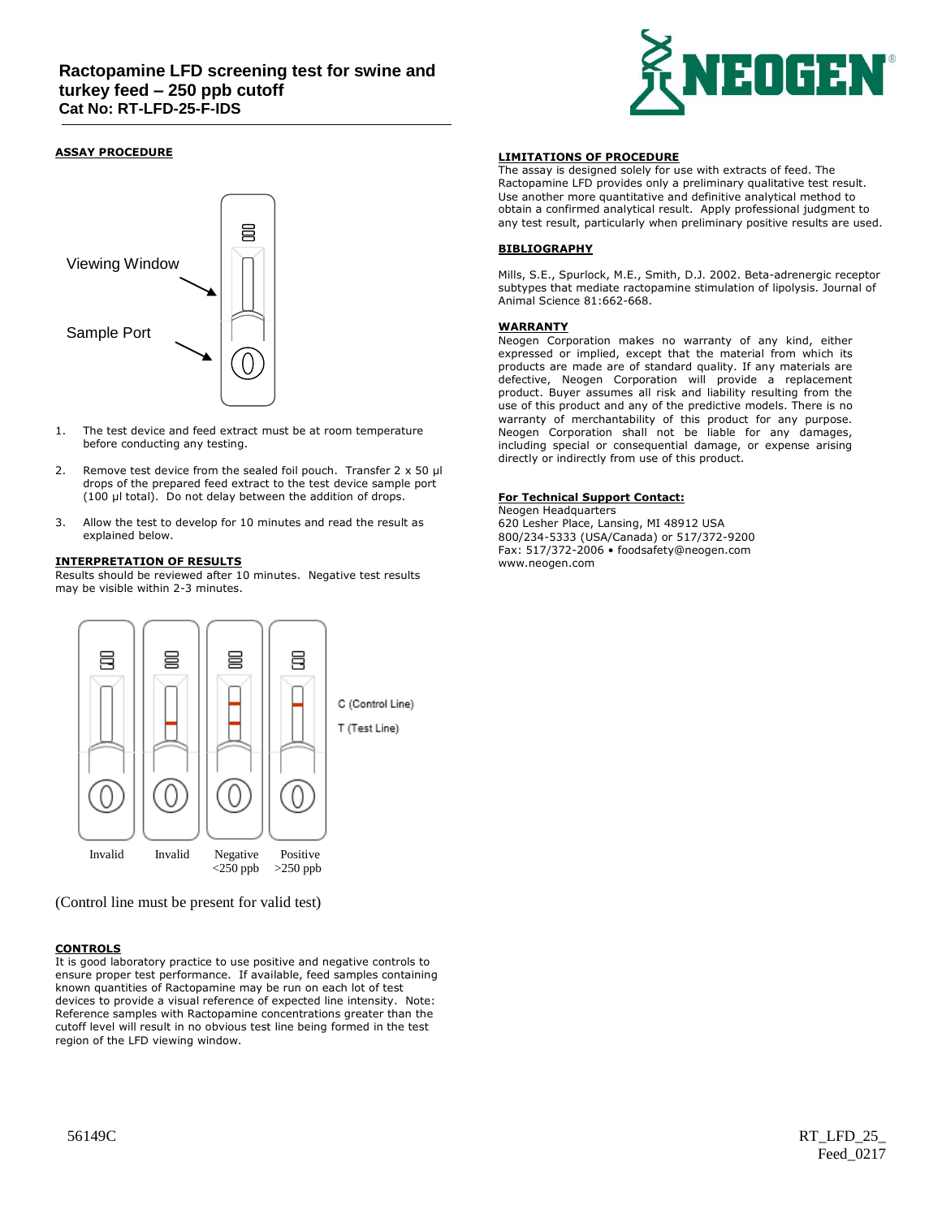# Ractopamine LFD screening test for swine and turkey feed – 250 ppb cutoff
**Cat No: RT-LFD-25-F-IDS**

## ASSAY PROCEDURE

Viewing Window

Sample Port

1. The test device and feed extract must be at room temperature before conducting any testing.
2. Remove test device from the sealed foil pouch. Transfer 2 x 50 µl drops of the prepared feed extract to the test device sample port (100 µl total). Do not delay between the addition of drops.
3. Allow the test to develop for 10 minutes and read the result as explained below.

## INTERPRETATION OF RESULTS

Results should be reviewed after 10 minutes. Negative test results may be visible within 2-3 minutes.

C (Control Line)

T (Test Line)

Invalid

Invalid

Negative <250 ppb

Positive >250 ppb

(Control line must be present for valid test)

## CONTROLS

It is good laboratory practice to use positive and negative controls to ensure proper test performance. If available, feed samples containing known quantities of Ractopamine may be run on each lot of test devices to provide a visual reference of expected line intensity. Note: Reference samples with Ractopamine concentrations greater than the cutoff level will result in no obvious test line being formed in the test region of the LFD viewing window.

## LIMITATIONS OF PROCEDURE

The assay is designed solely for use with extracts of feed. The Ractopamine LFD provides only a preliminary qualitative test result. Use another more quantitative and definitive analytical method to obtain a confirmed analytical result. Apply professional judgment to any test result, particularly when preliminary positive results are used.

## BIBLIOGRAPHY

Mills, S.E., Spurlock, M.E., Smith, D.J. 2002. Beta-adrenergic receptor subtypes that mediate ractopamine stimulation of lipolysis. Journal of Animal Science 81:662-668.

## WARRANTY

Neogen Corporation makes no warranty of any kind, either expressed or implied, except that the material from which its products are made are of standard quality. If any materials are defective, Neogen Corporation will provide a replacement product. Buyer assumes all risk and liability resulting from the use of this product and any of the predictive models. There is no warranty of merchantability of this product for any purpose. Neogen Corporation shall not be liable for any damages, including special or consequential damage, or expense arising directly or indirectly from use of this product.

**For Technical Support Contact:**

Neogen Headquarters
620 Lesher Place, Lansing, MI 48912 USA
800/234-5333 (USA/Canada) or 517/372-9200
Fax: 517/372-2006 • foodsafety@neogen.com
www.neogen.com

56149C

RT_LFD_25_Feed_0217